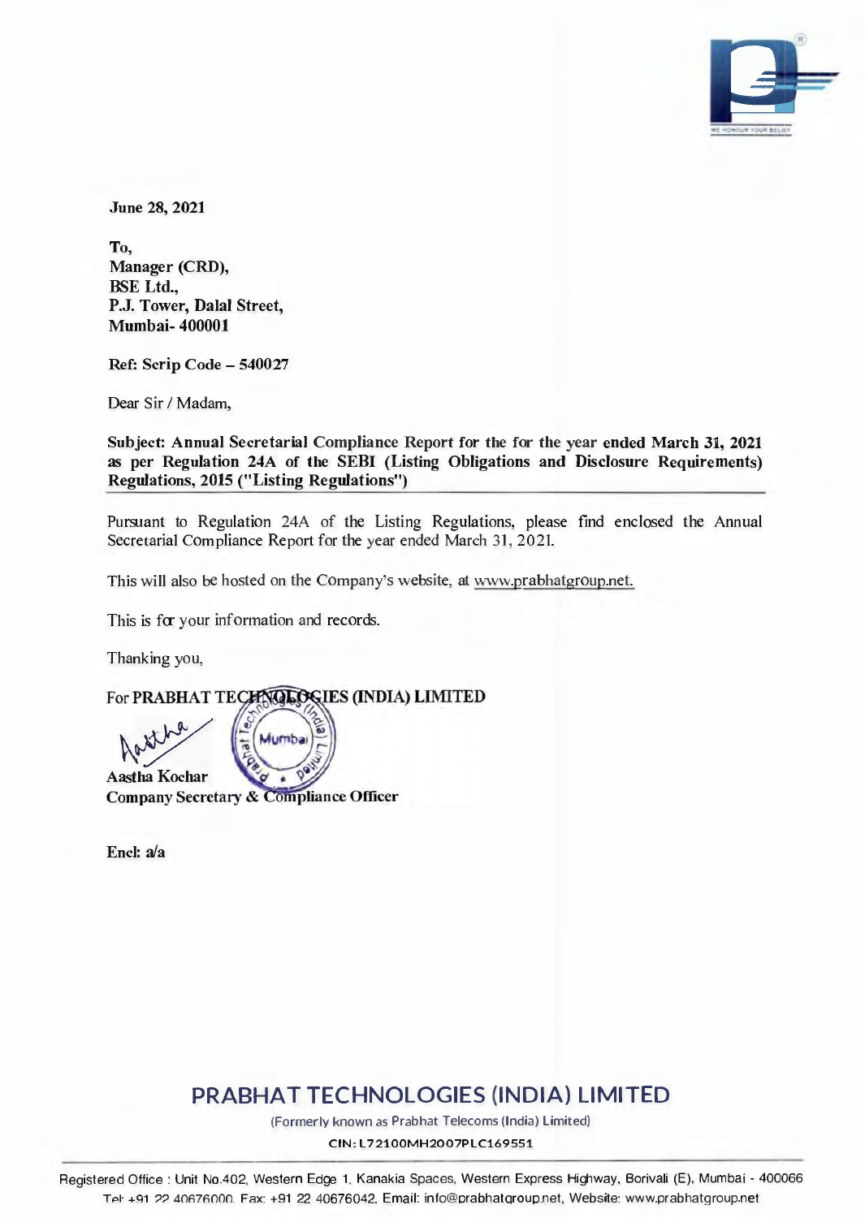**June 28, 2021**

**To,**
**Manager (CRD),**
**BSE Ltd.,**
**P.J. Tower, Dalal Street,**
**Mumbai- 400001**

**Ref: Scrip Code – 540027**

Dear Sir / Madam,

**Subject: Annual Secretarial Compliance Report for the for the year ended March 31, 2021 as per Regulation 24A of the SEBI (Listing Obligations and Disclosure Requirements) Regulations, 2015 ("Listing Regulations")**

Pursuant to Regulation 24A of the Listing Regulations, please find enclosed the Annual Secretarial Compliance Report for the year ended March 31, 2021.

This will also be hosted on the Company's website, at www.prabhatgroup.net.

This is for your information and records.

Thanking you,

For **PRABHAT TECHNOLOGIES (INDIA) LIMITED**

**Aastha Kochar**
**Company Secretary & Compliance Officer**

**Encl: a/a**

**PRABHAT TECHNOLOGIES (INDIA) LIMITED**

(Formerly known as Prabhat Telecoms (India) Limited)

CIN: L72100MH2007PLC169551

Registered Office : Unit No.402, Western Edge 1, Kanakia Spaces, Western Express Highway, Borivali (E), Mumbai - 400066
Tel: +91 22 40676000. Fax: +91 22 40676042. Email: info@prabhatgroup.net, Website: www.prabhatgroup.net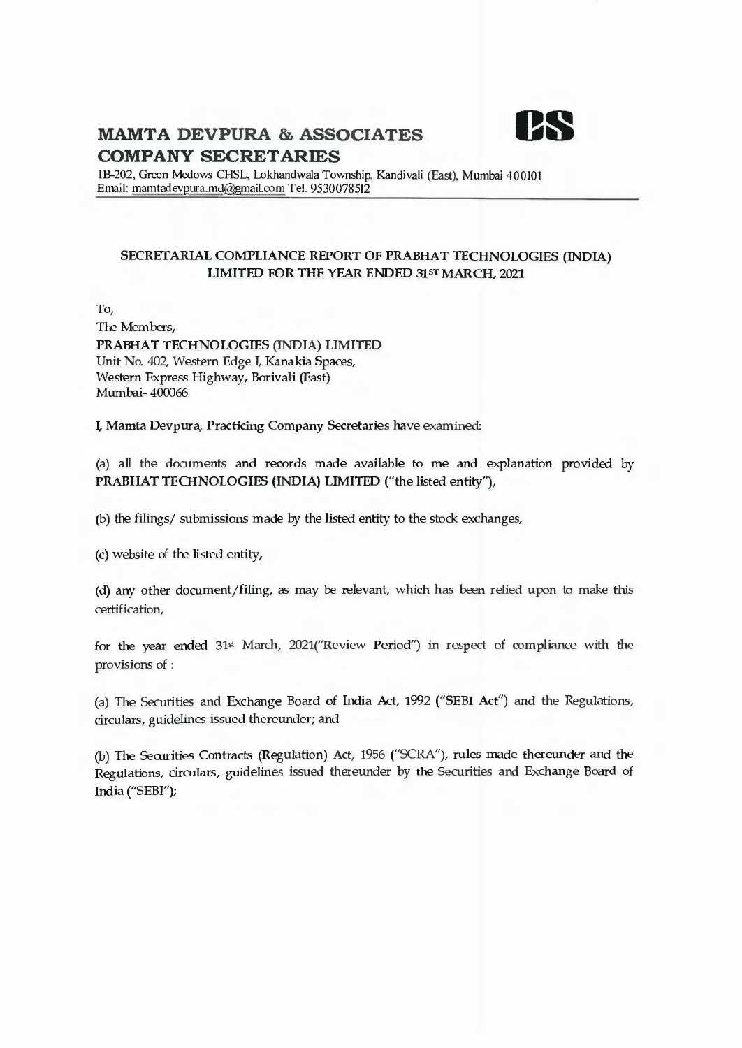# MAMTA DEVPURA & ASSOCIATES
## COMPANY SECRETARIES

1B-202, Green Medows CHSL, Lokhandwala Township, Kandivali (East), Mumbai 400101
Email: mamtadevpura.md@gmail.com Tel. 9530078512

---

**SECRETARIAL COMPLIANCE REPORT OF PRABHAT TECHNOLOGIES (INDIA) LIMITED FOR THE YEAR ENDED 31ST MARCH, 2021**

To,
The Members,
**PRABHAT TECHNOLOGIES (INDIA) LIMITED**
Unit No. 402, Western Edge I, Kanakia Spaces,
Western Express Highway, Borivali (East)
Mumbai- 400066

I, **Mamta Devpura**, Practicing Company Secretaries have examined:

(a) all the documents and records made available to me and explanation provided by **PRABHAT TECHNOLOGIES (INDIA) LIMITED** ("the listed entity"),

(b) the filings/ submissions made by the listed entity to the stock exchanges,

(c) website of the listed entity,

(d) any other document/filing, as may be relevant, which has been relied upon to make this certification,

for the year ended 31st March, 2021("Review Period") in respect of compliance with the provisions of :

(a) The Securities and Exchange Board of India Act, 1992 ("SEBI Act") and the Regulations, circulars, guidelines issued thereunder; and

(b) The Securities Contracts (Regulation) Act, 1956 ("SCRA"), rules made thereunder and the Regulations, circulars, guidelines issued thereunder by the Securities and Exchange Board of India ("SEBI");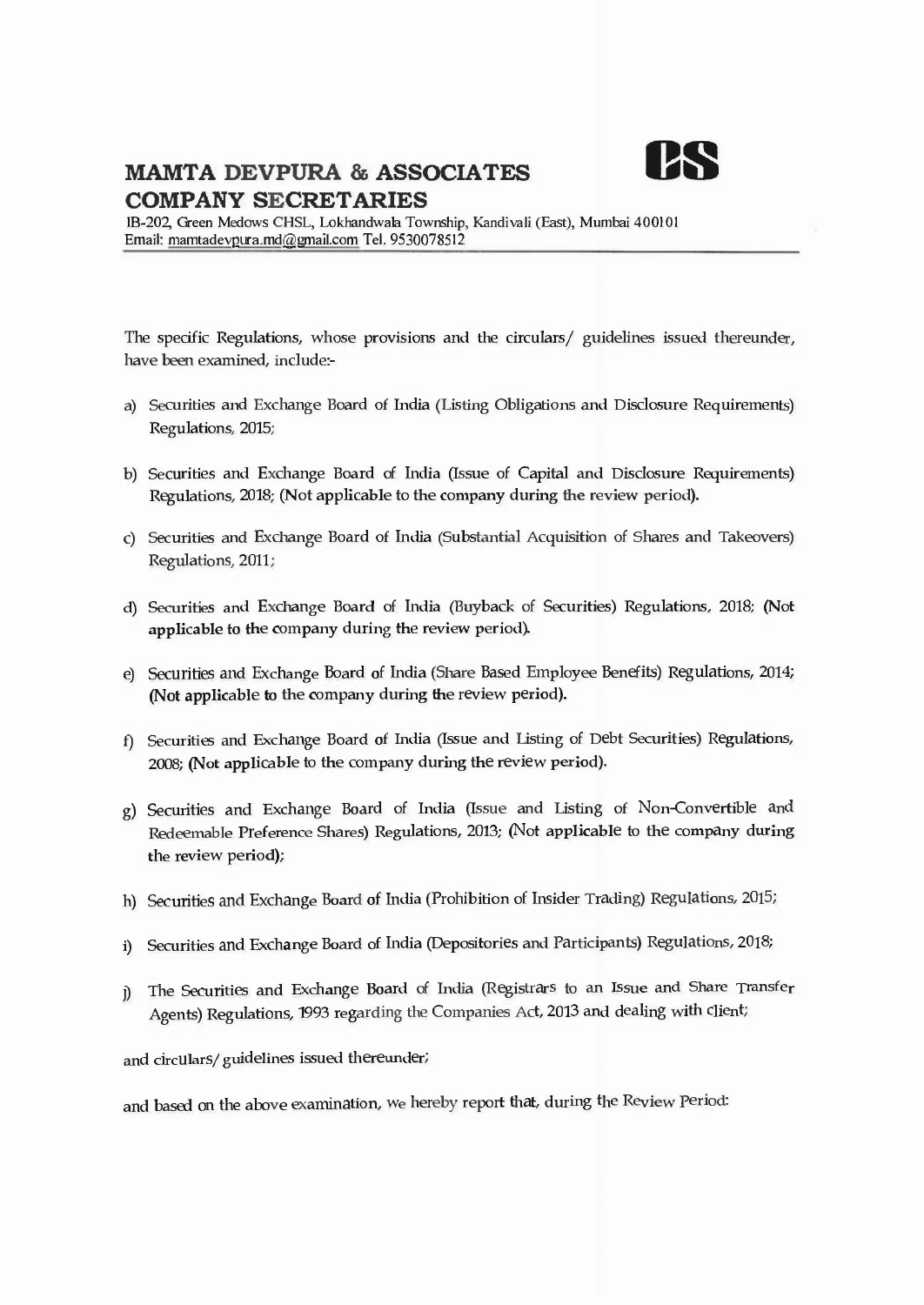# MAMTA DEVPURA & ASSOCIATES
## COMPANY SECRETARIES

IB-202, Green Medows CHSL, Lokhandwala Township, Kandivali (East), Mumbai 400101
Email: mamtadevpura.md@gmail.com Tel. 9530078512

The specific Regulations, whose provisions and the circulars/ guidelines issued thereunder, have been examined, include:-

a) Securities and Exchange Board of India (Listing Obligations and Disclosure Requirements) Regulations, 2015;

b) Securities and Exchange Board of India (Issue of Capital and Disclosure Requirements) Regulations, 2018; **(Not applicable to the company during the review period).**

c) Securities and Exchange Board of India (Substantial Acquisition of Shares and Takeovers) Regulations, 2011;

d) Securities and Exchange Board of India (Buyback of Securities) Regulations, 2018; **(Not applicable to the company during the review period).**

e) Securities and Exchange Board of India (Share Based Employee Benefits) Regulations, 2014; **(Not applicable to the company during the review period).**

f) Securities and Exchange Board of India (Issue and Listing of Debt Securities) Regulations, 2008; **(Not applicable to the company during the review period).**

g) Securities and Exchange Board of India (Issue and Listing of Non-Convertible and Redeemable Preference Shares) Regulations, 2013; **(Not applicable to the company during the review period);**

h) Securities and Exchange Board of India (Prohibition of Insider Trading) Regulations, 2015;

i) Securities and Exchange Board of India (Depositories and Participants) Regulations, 2018;

j) The Securities and Exchange Board of India (Registrars to an Issue and Share Transfer Agents) Regulations, 1993 regarding the Companies Act, 2013 and dealing with client;

and circulars/ guidelines issued thereunder;

and based on the above examination, we hereby report that, during the Review Period: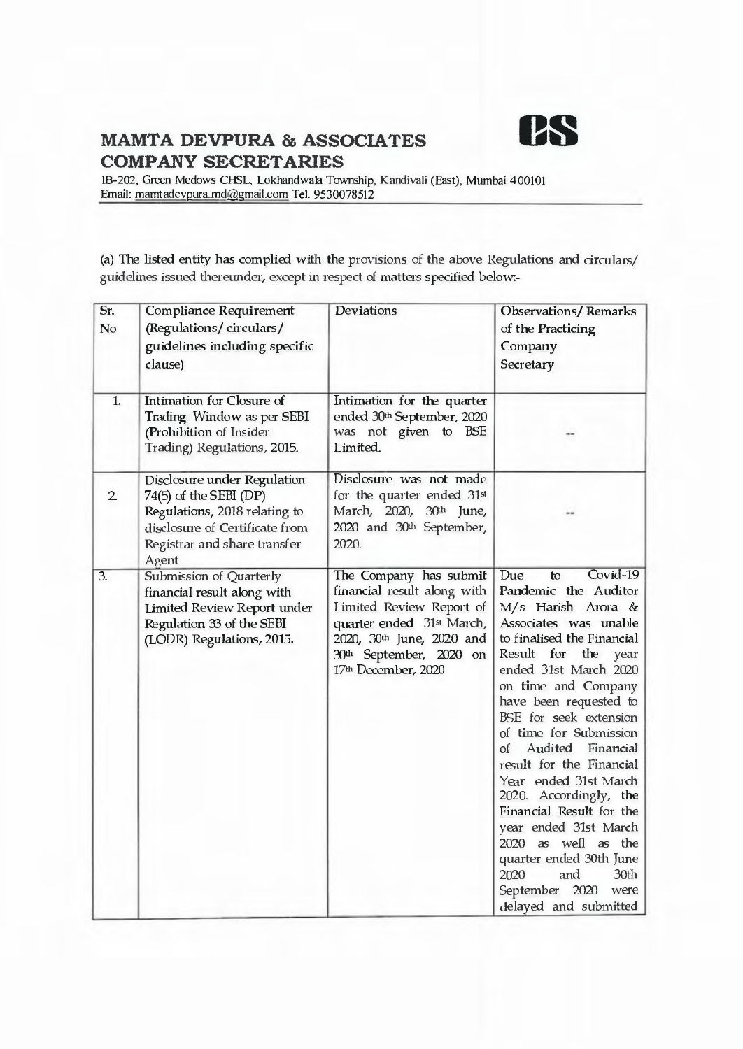# MAMTA DEVPURA & ASSOCIATES

## COMPANY SECRETARIES

IB-202, Green Medows CHSL, Lokhandwala Township, Kandivali (East), Mumbai 400101
Email: mamtadevpura.md@gmail.com Tel. 9530078512

(a) The listed entity has complied with the provisions of the above Regulations and circulars/ guidelines issued thereunder, except in respect of matters specified below:-

| Sr. No | Compliance Requirement (Regulations/ circulars/ guidelines including specific clause) | Deviations | Observations/ Remarks of the Practicing Company Secretary |
|---|---|---|---|
| 1. | Intimation for Closure of Trading Window as per SEBI (Prohibition of Insider Trading) Regulations, 2015. | Intimation for the quarter ended 30th September, 2020 was not given to BSE Limited. | -- |
| 2. | Disclosure under Regulation 74(5) of the SEBI (DP) Regulations, 2018 relating to disclosure of Certificate from Registrar and share transfer Agent | Disclosure was not made for the quarter ended 31st March, 2020, 30th June, 2020 and 30th September, 2020. | -- |
| 3. | Submission of Quarterly financial result along with Limited Review Report under Regulation 33 of the SEBI (LODR) Regulations, 2015. | The Company has submit financial result along with Limited Review Report of quarter ended 31st March, 2020, 30th June, 2020 and 30th September, 2020 on 17th December, 2020 | Due to Covid-19 Pandemic the Auditor M/s Harish Arora & Associates was unable to finalised the Financial Result for the year ended 31st March 2020 on time and Company have been requested to BSE for seek extension of time for Submission of Audited Financial result for the Financial Year ended 31st March 2020. Accordingly, the Financial Result for the year ended 31st March 2020 as well as the quarter ended 30th June 2020 and 30th September 2020 were delayed and submitted |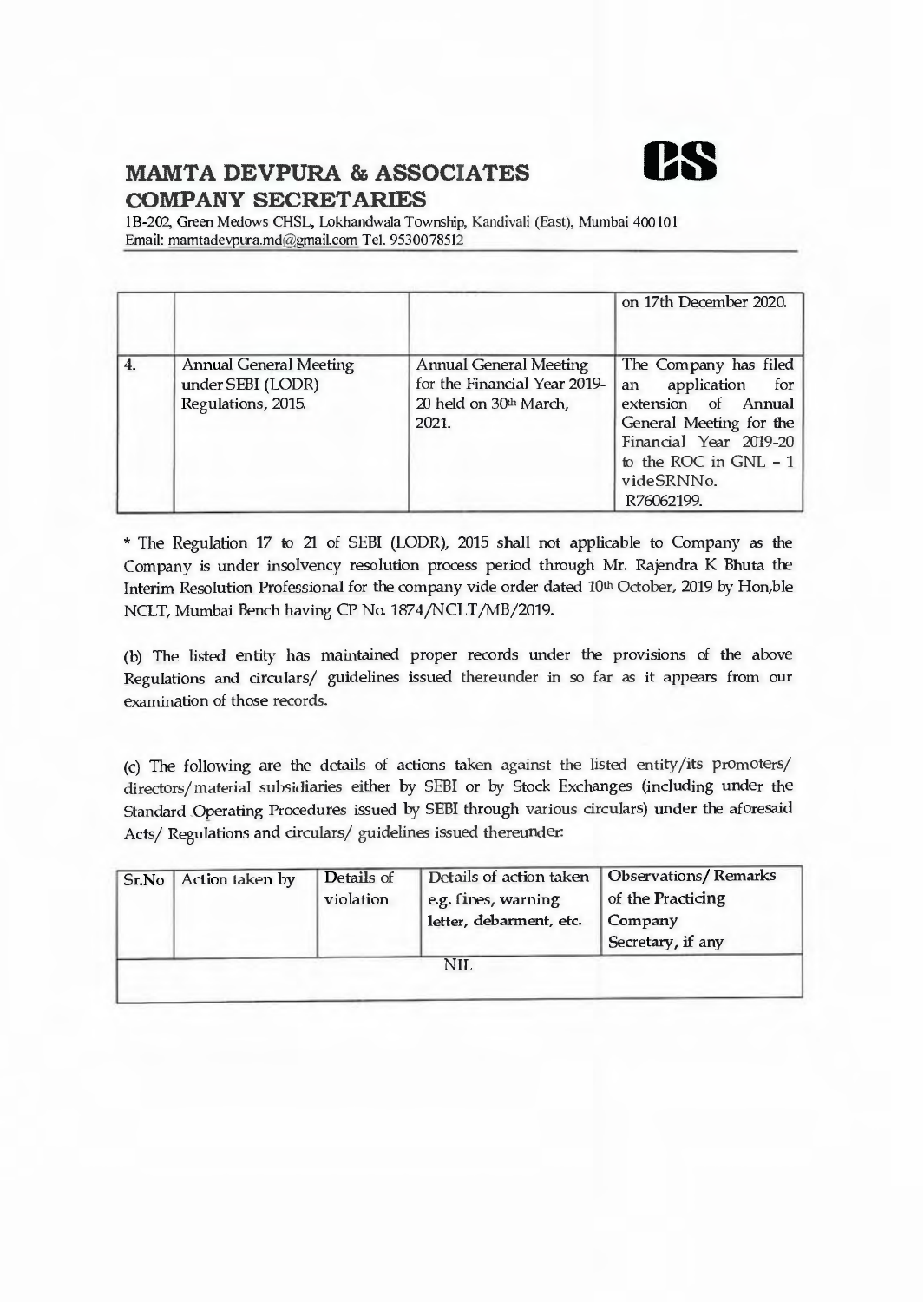# MAMTA DEVPURA & ASSOCIATES
## COMPANY SECRETARIES

1B-202, Green Medows CHSL, Lokhandwala Township, Kandivali (East), Mumbai 400101
Email: mamtadevpura.md@gmail.com Tel. 9530078512

| | | | |
|---|---|---|---|
| | | | on 17th December 2020. |
| 4. | Annual General Meeting under SEBI (LODR) Regulations, 2015. | Annual General Meeting for the Financial Year 2019-20 held on 30th March, 2021. | The Company has filed an application for extension of Annual General Meeting for the Financial Year 2019-20 to the ROC in GNL – 1 videSRNNo. R76062199. |

* The Regulation 17 to 21 of SEBI (LODR), 2015 shall not applicable to Company as the Company is under insolvency resolution process period through Mr. Rajendra K Bhuta the Interim Resolution Professional for the company vide order dated 10th October, 2019 by Hon,ble NCLT, Mumbai Bench having CP No. 1874/NCLT/MB/2019.

(b) The listed entity has maintained proper records under the provisions of the above Regulations and circulars/ guidelines issued thereunder in so far as it appears from our examination of those records.

(c) The following are the details of actions taken against the listed entity/its promoters/ directors/material subsidiaries either by SEBI or by Stock Exchanges (including under the Standard Operating Procedures issued by SEBI through various circulars) under the aforesaid Acts/ Regulations and circulars/ guidelines issued thereunder:

| Sr.No | Action taken by | Details of violation | Details of action taken e.g. fines, warning letter, debarment, etc. | Observations/ Remarks of the Practicing Company Secretary, if any |
|---|---|---|---|---|
| | | NIL | | |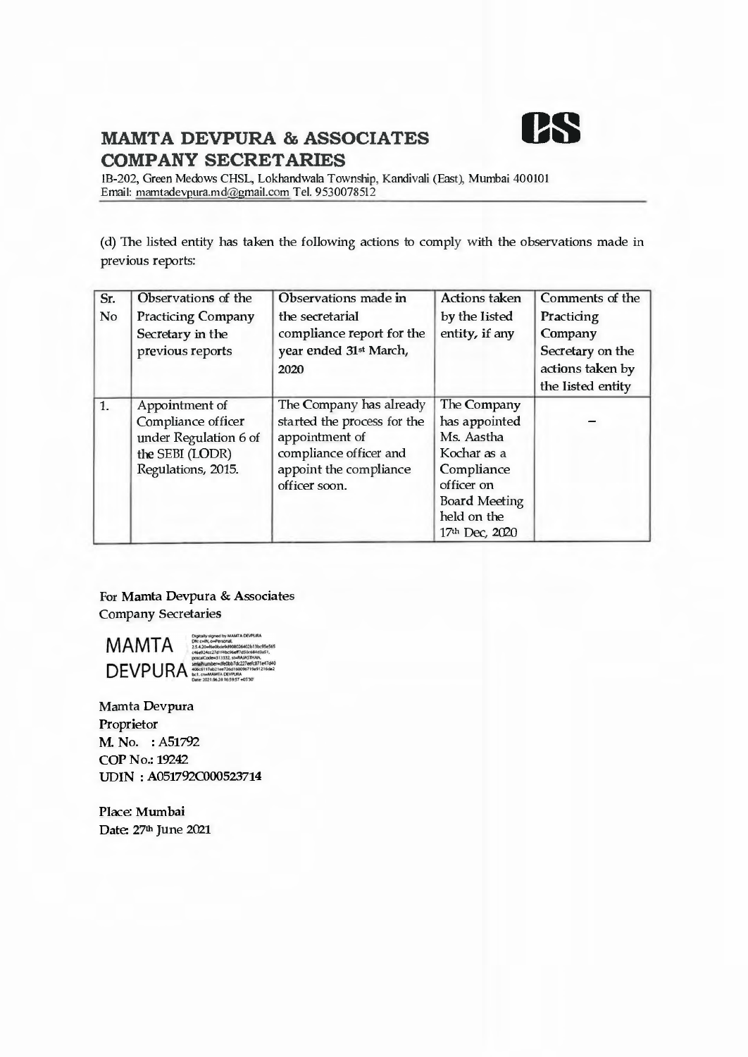# MAMTA DEVPURA & ASSOCIATES
## COMPANY SECRETARIES

1B-202, Green Medows CHSL, Lokhandwala Township, Kandivali (East), Mumbai 400101
Email: mamtadevpura.md@gmail.com Tel. 9530078512

(d) The listed entity has taken the following actions to comply with the observations made in previous reports:

| Sr. No | Observations of the Practicing Company Secretary in the previous reports | Observations made in the secretarial compliance report for the year ended 31st March, 2020 | Actions taken by the listed entity, if any | Comments of the Practicing Company Secretary on the actions taken by the listed entity |
|---|---|---|---|---|
| 1. | Appointment of Compliance officer under Regulation 6 of the SEBI (LODR) Regulations, 2015. | The Company has already started the process for the appointment of compliance officer and appoint the compliance officer soon. | The Company has appointed Ms. Aastha Kochar as a Compliance officer on Board Meeting held on the 17th Dec, 2020 | – |

For Mamta Devpura & Associates
Company Secretaries

MAMTA DEVPURA

Digitally signed by MAMTA DEVPURA
Date: 2021.06.28 16:59:57 +05'30'

Mamta Devpura
Proprietor
M. No. : A51792
COP No.: 19242
UDIN : A051792C000523714

Place: Mumbai
Date: 27th June 2021